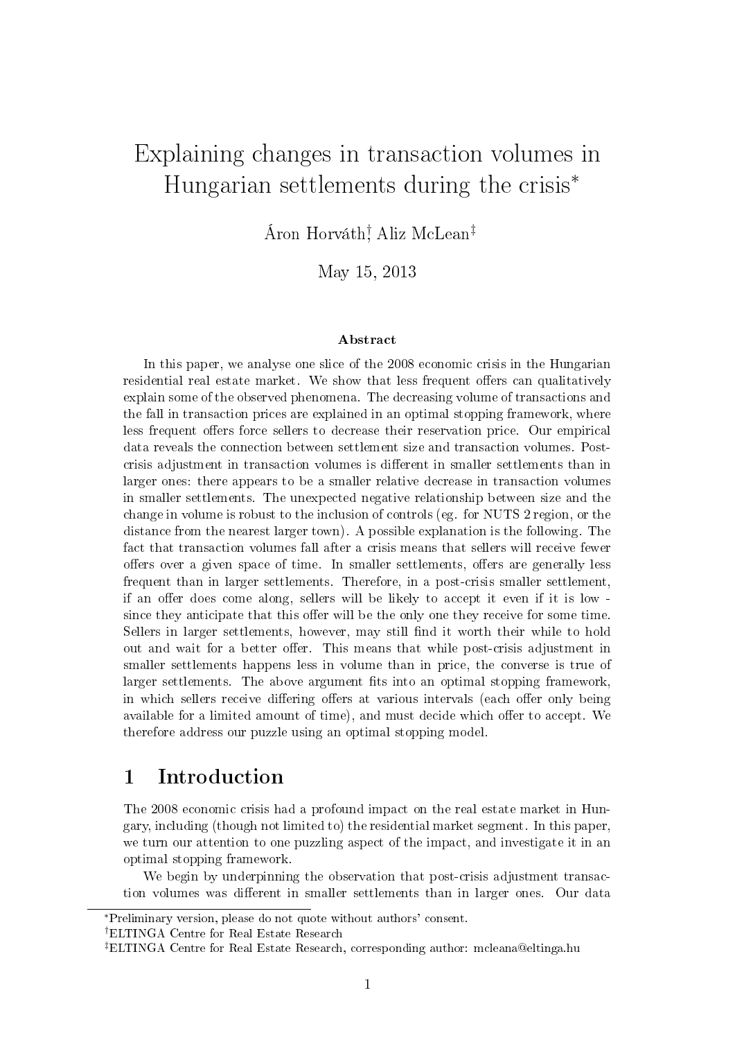# Explaining changes in transaction volumes in Hungarian settlements during the crisis[*]

Áron Horváth[†], Aliz McLean[‡]

May 15, 2013

### Abstract

In this paper, we analyse one slice of the 2008 economic crisis in the Hungarian residential real estate market. We show that less frequent offers can qualitatively explain some of the observed phenomena. The decreasing volume of transactions and the fall in transaction prices are explained in an optimal stopping framework, where less frequent offers force sellers to decrease their reservation price. Our empirical data reveals the connection between settlement size and transaction volumes. Post-crisis adjustment in transaction volumes is different in smaller settlements than in larger ones: there appears to be a smaller relative decrease in transaction volumes in smaller settlements. The unexpected negative relationship between size and the change in volume is robust to the inclusion of controls (eg. for NUTS 2 region, or the distance from the nearest larger town). A possible explanation is the following. The fact that transaction volumes fall after a crisis means that sellers will receive fewer offers over a given space of time. In smaller settlements, offers are generally less frequent than in larger settlements. Therefore, in a post-crisis smaller settlement, if an offer does come along, sellers will be likely to accept it even if it is low - since they anticipate that this offer will be the only one they receive for some time. Sellers in larger settlements, however, may still find it worth their while to hold out and wait for a better offer. This means that while post-crisis adjustment in smaller settlements happens less in volume than in price, the converse is true of larger settlements. The above argument fits into an optimal stopping framework, in which sellers receive differing offers at various intervals (each offer only being available for a limited amount of time), and must decide which offer to accept. We therefore address our puzzle using an optimal stopping model.

## 1 Introduction

The 2008 economic crisis had a profound impact on the real estate market in Hungary, including (though not limited to) the residential market segment. In this paper, we turn our attention to one puzzling aspect of the impact, and investigate it in an optimal stopping framework.

We begin by underpinning the observation that post-crisis adjustment transaction volumes was different in smaller settlements than in larger ones. Our data

---

[*] Preliminary version, please do not quote without authors' consent.

[†] ELTINGA Centre for Real Estate Research

[‡] ELTINGA Centre for Real Estate Research, corresponding author: mcleana@eltinga.hu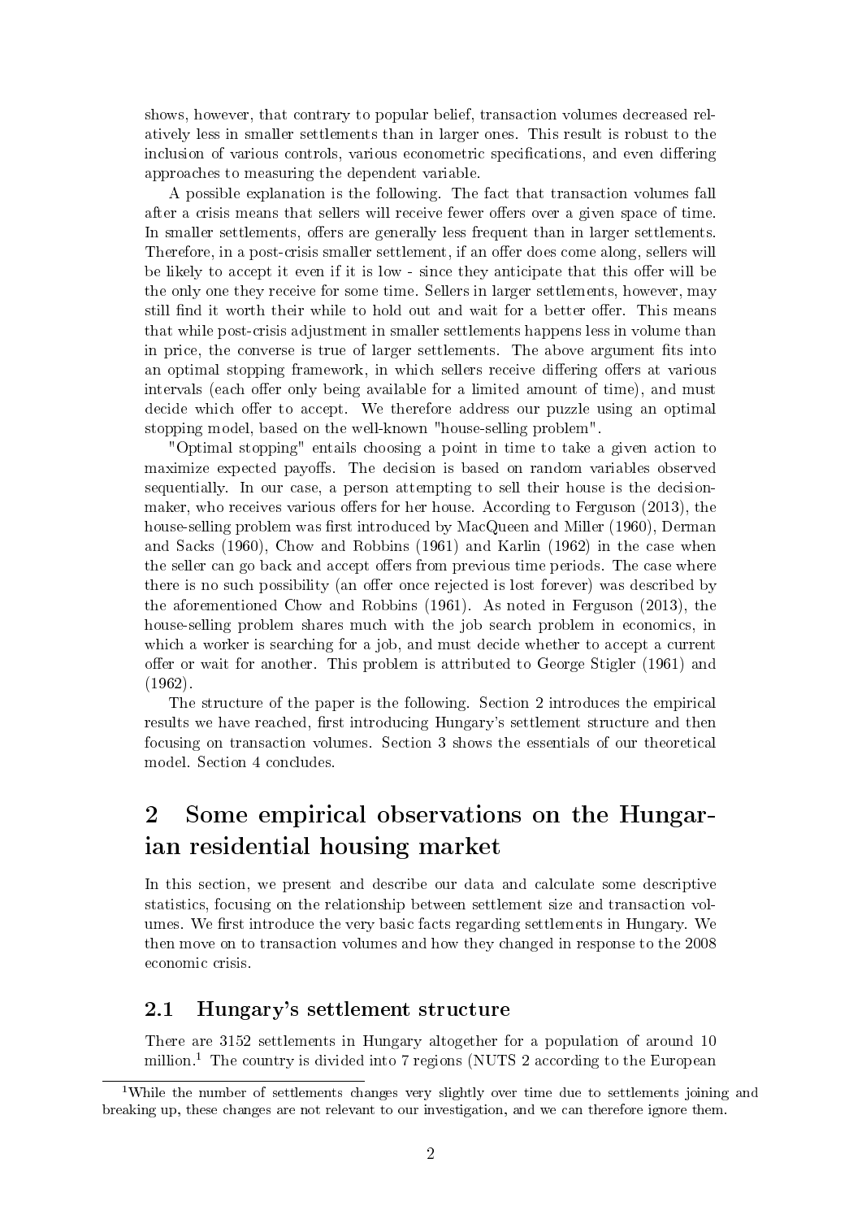shows, however, that contrary to popular belief, transaction volumes decreased relatively less in smaller settlements than in larger ones. This result is robust to the inclusion of various controls, various econometric specifications, and even differing approaches to measuring the dependent variable.

A possible explanation is the following. The fact that transaction volumes fall after a crisis means that sellers will receive fewer offers over a given space of time. In smaller settlements, offers are generally less frequent than in larger settlements. Therefore, in a post-crisis smaller settlement, if an offer does come along, sellers will be likely to accept it even if it is low - since they anticipate that this offer will be the only one they receive for some time. Sellers in larger settlements, however, may still find it worth their while to hold out and wait for a better offer. This means that while post-crisis adjustment in smaller settlements happens less in volume than in price, the converse is true of larger settlements. The above argument fits into an optimal stopping framework, in which sellers receive differing offers at various intervals (each offer only being available for a limited amount of time), and must decide which offer to accept. We therefore address our puzzle using an optimal stopping model, based on the well-known "house-selling problem".

"Optimal stopping" entails choosing a point in time to take a given action to maximize expected payoffs. The decision is based on random variables observed sequentially. In our case, a person attempting to sell their house is the decision-maker, who receives various offers for her house. According to Ferguson (2013), the house-selling problem was first introduced by MacQueen and Miller (1960), Derman and Sacks (1960), Chow and Robbins (1961) and Karlin (1962) in the case when the seller can go back and accept offers from previous time periods. The case where there is no such possibility (an offer once rejected is lost forever) was described by the aforementioned Chow and Robbins (1961). As noted in Ferguson (2013), the house-selling problem shares much with the job search problem in economics, in which a worker is searching for a job, and must decide whether to accept a current offer or wait for another. This problem is attributed to George Stigler (1961) and (1962).

The structure of the paper is the following. Section 2 introduces the empirical results we have reached, first introducing Hungary's settlement structure and then focusing on transaction volumes. Section 3 shows the essentials of our theoretical model. Section 4 concludes.

# 2 Some empirical observations on the Hungarian residential housing market

In this section, we present and describe our data and calculate some descriptive statistics, focusing on the relationship between settlement size and transaction volumes. We first introduce the very basic facts regarding settlements in Hungary. We then move on to transaction volumes and how they changed in response to the 2008 economic crisis.

## 2.1 Hungary's settlement structure

There are 3152 settlements in Hungary altogether for a population of around 10 million.[1] The country is divided into 7 regions (NUTS 2 according to the European

[1] While the number of settlements changes very slightly over time due to settlements joining and breaking up, these changes are not relevant to our investigation, and we can therefore ignore them.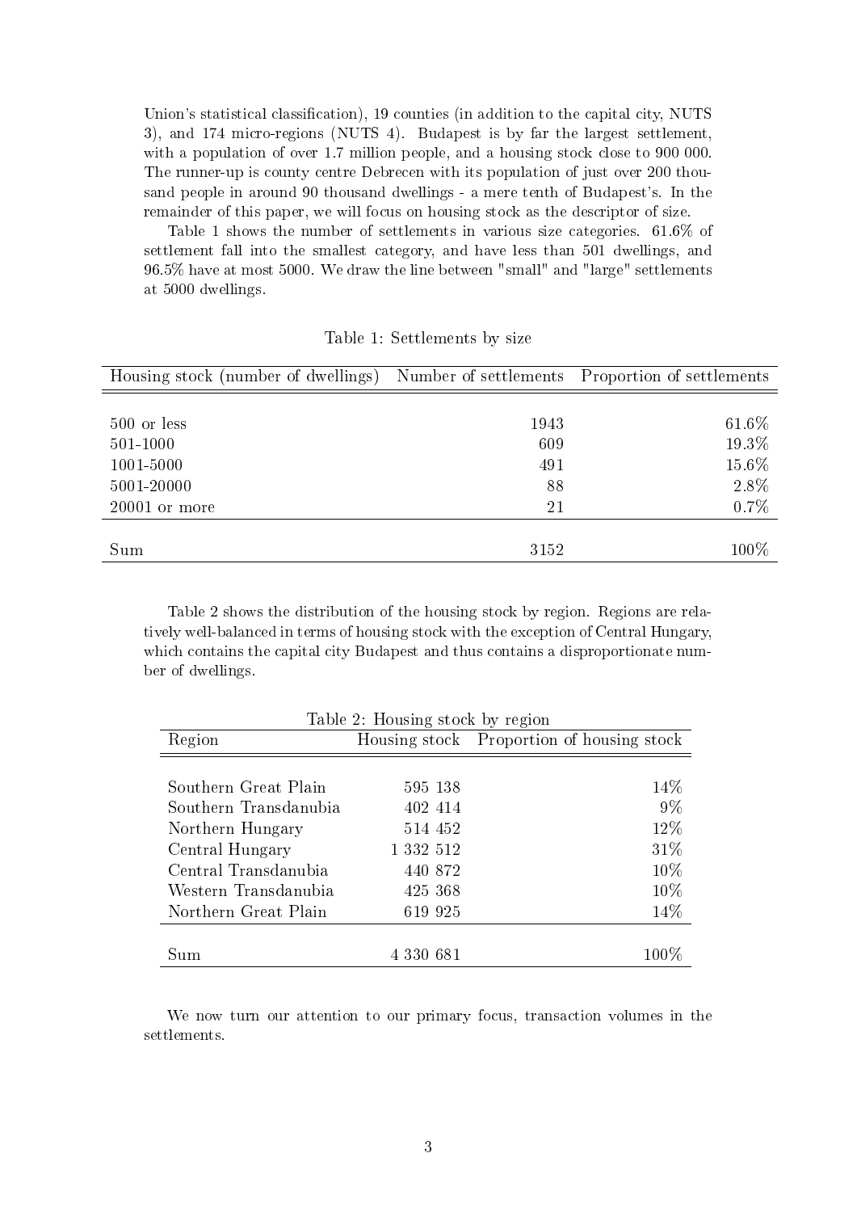Union's statistical classification), 19 counties (in addition to the capital city, NUTS 3), and 174 micro-regions (NUTS 4). Budapest is by far the largest settlement, with a population of over 1.7 million people, and a housing stock close to 900 000. The runner-up is county centre Debrecen with its population of just over 200 thousand people in around 90 thousand dwellings - a mere tenth of Budapest's. In the remainder of this paper, we will focus on housing stock as the descriptor of size.

Table 1 shows the number of settlements in various size categories. 61.6% of settlement fall into the smallest category, and have less than 501 dwellings, and 96.5% have at most 5000. We draw the line between "small" and "large" settlements at 5000 dwellings.

Table 1: Settlements by size

| Housing stock (number of dwellings) | Number of settlements | Proportion of settlements |
|---|---|---|
| 500 or less | 1943 | 61.6% |
| 501-1000 | 609 | 19.3% |
| 1001-5000 | 491 | 15.6% |
| 5001-20000 | 88 | 2.8% |
| 20001 or more | 21 | 0.7% |
| Sum | 3152 | 100% |

Table 2 shows the distribution of the housing stock by region. Regions are relatively well-balanced in terms of housing stock with the exception of Central Hungary, which contains the capital city Budapest and thus contains a disproportionate number of dwellings.

Table 2: Housing stock by region

| Region | Housing stock | Proportion of housing stock |
|---|---|---|
| Southern Great Plain | 595 138 | 14% |
| Southern Transdanubia | 402 414 | 9% |
| Northern Hungary | 514 452 | 12% |
| Central Hungary | 1 332 512 | 31% |
| Central Transdanubia | 440 872 | 10% |
| Western Transdanubia | 425 368 | 10% |
| Northern Great Plain | 619 925 | 14% |
| Sum | 4 330 681 | 100% |

We now turn our attention to our primary focus, transaction volumes in the settlements.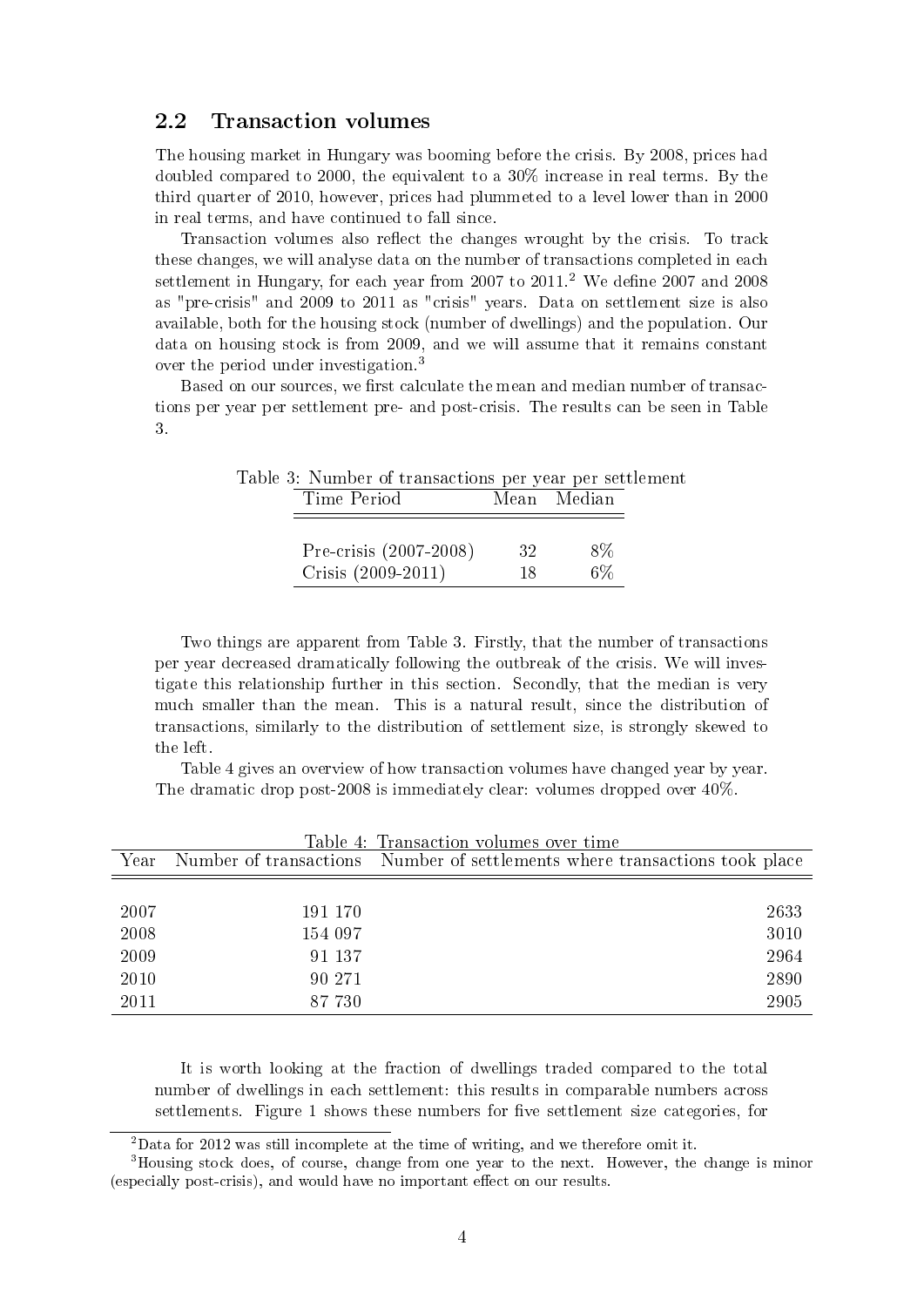## 2.2 Transaction volumes

The housing market in Hungary was booming before the crisis. By 2008, prices had doubled compared to 2000, the equivalent to a 30% increase in real terms. By the third quarter of 2010, however, prices had plummeted to a level lower than in 2000 in real terms, and have continued to fall since.

Transaction volumes also reflect the changes wrought by the crisis. To track these changes, we will analyse data on the number of transactions completed in each settlement in Hungary, for each year from 2007 to 2011.[2] We define 2007 and 2008 as "pre-crisis" and 2009 to 2011 as "crisis" years. Data on settlement size is also available, both for the housing stock (number of dwellings) and the population. Our data on housing stock is from 2009, and we will assume that it remains constant over the period under investigation.[3]

Based on our sources, we first calculate the mean and median number of transactions per year per settlement pre- and post-crisis. The results can be seen in Table 3.

Table 3: Number of transactions per year per settlement

| Time Period | Mean | Median |
|---|---|---|
| Pre-crisis (2007-2008) | 32 | 8% |
| Crisis (2009-2011) | 18 | 6% |

Two things are apparent from Table 3. Firstly, that the number of transactions per year decreased dramatically following the outbreak of the crisis. We will investigate this relationship further in this section. Secondly, that the median is very much smaller than the mean. This is a natural result, since the distribution of transactions, similarly to the distribution of settlement size, is strongly skewed to the left.

Table 4 gives an overview of how transaction volumes have changed year by year. The dramatic drop post-2008 is immediately clear: volumes dropped over 40%.

Table 4: Transaction volumes over time

| Year | Number of transactions | Number of settlements where transactions took place |
|---|---|---|
| 2007 | 191 170 | 2633 |
| 2008 | 154 097 | 3010 |
| 2009 | 91 137 | 2964 |
| 2010 | 90 271 | 2890 |
| 2011 | 87 730 | 2905 |

It is worth looking at the fraction of dwellings traded compared to the total number of dwellings in each settlement: this results in comparable numbers across settlements. Figure 1 shows these numbers for five settlement size categories, for

[2] Data for 2012 was still incomplete at the time of writing, and we therefore omit it.

[3] Housing stock does, of course, change from one year to the next. However, the change is minor (especially post-crisis), and would have no important effect on our results.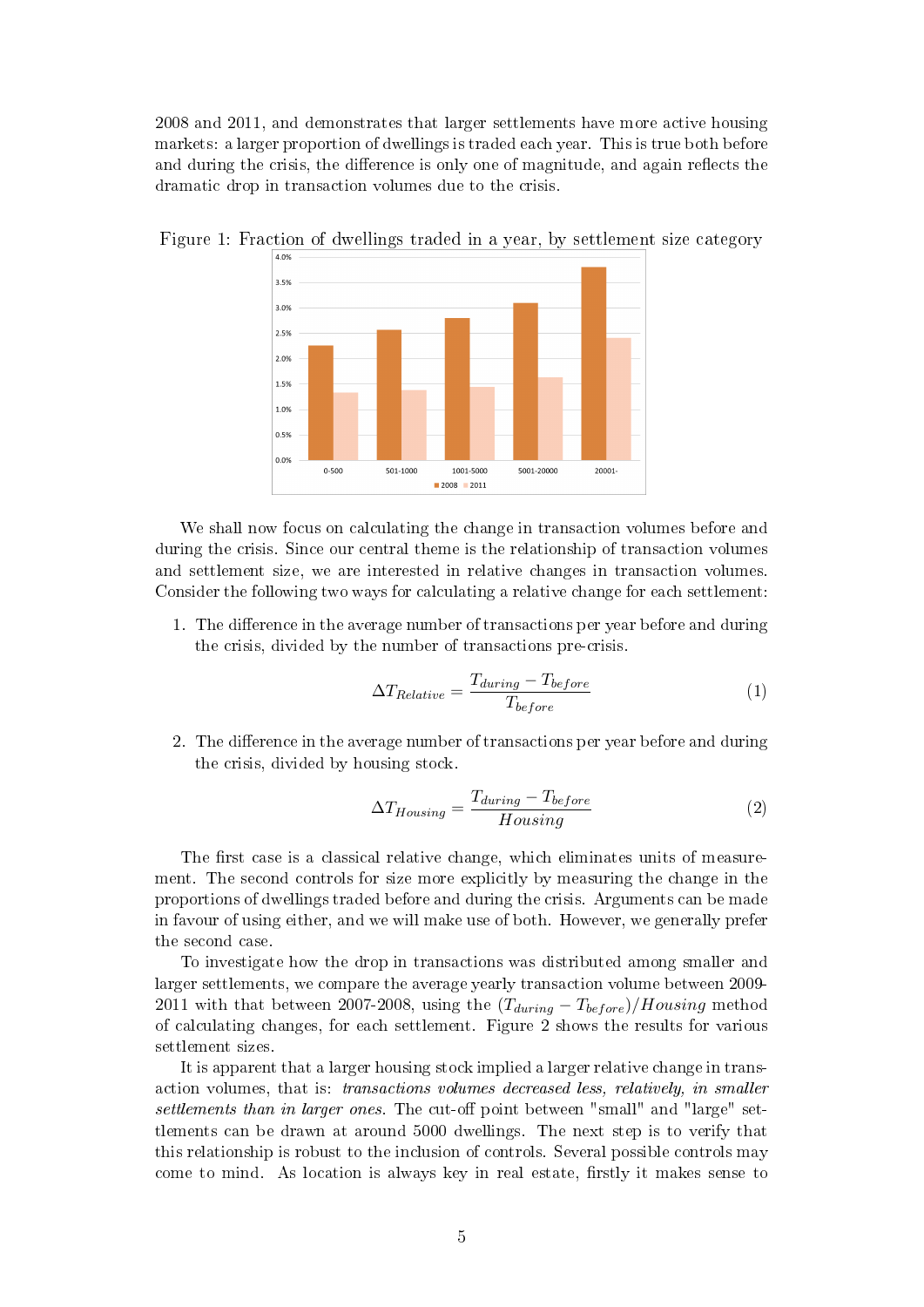2008 and 2011, and demonstrates that larger settlements have more active housing markets: a larger proportion of dwellings is traded each year. This is true both before and during the crisis, the difference is only one of magnitude, and again reflects the dramatic drop in transaction volumes due to the crisis.

Figure 1: Fraction of dwellings traded in a year, by settlement size category

We shall now focus on calculating the change in transaction volumes before and during the crisis. Since our central theme is the relationship of transaction volumes and settlement size, we are interested in relative changes in transaction volumes. Consider the following two ways for calculating a relative change for each settlement:

1. The difference in the average number of transactions per year before and during the crisis, divided by the number of transactions pre-crisis.

$$\Delta T_{Relative} = \frac{T_{during} - T_{before}}{T_{before}} \tag{1}$$

2. The difference in the average number of transactions per year before and during the crisis, divided by housing stock.

$$\Delta T_{Housing} = \frac{T_{during} - T_{before}}{Housing} \tag{2}$$

The first case is a classical relative change, which eliminates units of measurement. The second controls for size more explicitly by measuring the change in the proportions of dwellings traded before and during the crisis. Arguments can be made in favour of using either, and we will make use of both. However, we generally prefer the second case.

To investigate how the drop in transactions was distributed among smaller and larger settlements, we compare the average yearly transaction volume between 2009-2011 with that between 2007-2008, using the $(T_{during} - T_{before})/Housing$ method of calculating changes, for each settlement. Figure 2 shows the results for various settlement sizes.

It is apparent that a larger housing stock implied a larger relative change in transaction volumes, that is: *transactions volumes decreased less, relatively, in smaller settlements than in larger ones.* The cut-off point between "small" and "large" settlements can be drawn at around 5000 dwellings. The next step is to verify that this relationship is robust to the inclusion of controls. Several possible controls may come to mind. As location is always key in real estate, firstly it makes sense to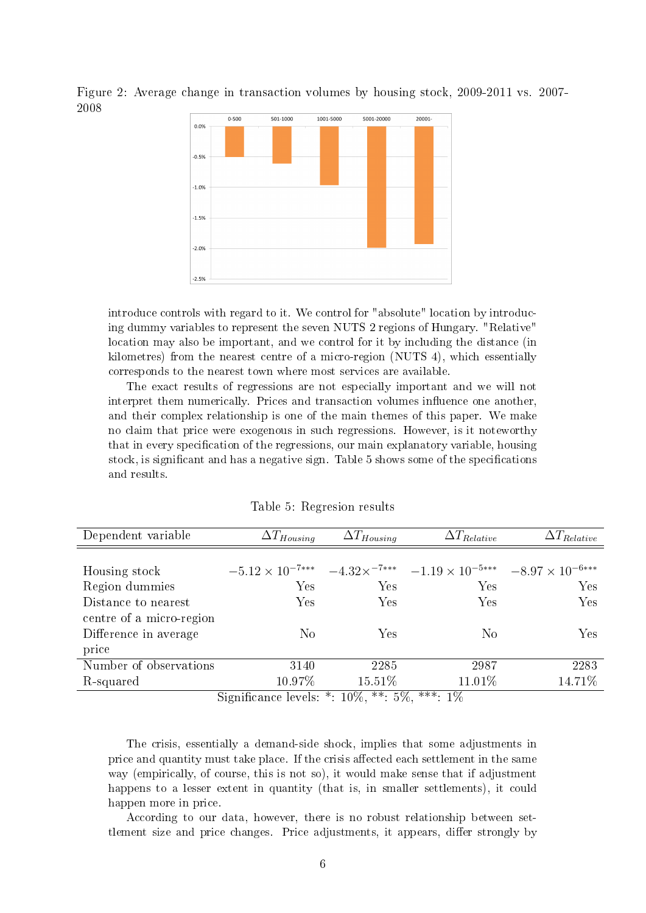Figure 2: Average change in transaction volumes by housing stock, 2009-2011 vs. 2007-2008

introduce controls with regard to it. We control for "absolute" location by introducing dummy variables to represent the seven NUTS 2 regions of Hungary. "Relative" location may also be important, and we control for it by including the distance (in kilometres) from the nearest centre of a micro-region (NUTS 4), which essentially corresponds to the nearest town where most services are available.

The exact results of regressions are not especially important and we will not interpret them numerically. Prices and transaction volumes influence one another, and their complex relationship is one of the main themes of this paper. We make no claim that price were exogenous in such regressions. However, is it noteworthy that in every specification of the regressions, our main explanatory variable, housing stock, is significant and has a negative sign. Table 5 shows some of the specifications and results.

Table 5: Regresion results

| Dependent variable | $\Delta T_{Housing}$ | $\Delta T_{Housing}$ | $\Delta T_{Relative}$ | $\Delta T_{Relative}$ |
|---|---|---|---|---|
| Housing stock | $-5.12 \times 10^{-7***}$ | $-4.32 \times^{-7***}$ | $-1.19 \times 10^{-5***}$ | $-8.97 \times 10^{-6***}$ |
| Region dummies | Yes | Yes | Yes | Yes |
| Distance to nearest centre of a micro-region | Yes | Yes | Yes | Yes |
| Difference in average price | No | Yes | No | Yes |
| Number of observations | 3140 | 2285 | 2987 | 2283 |
| R-squared | 10.97% | 15.51% | 11.01% | 14.71% |

Significance levels: *: 10%, **: 5%, ***: 1%

The crisis, essentially a demand-side shock, implies that some adjustments in price and quantity must take place. If the crisis affected each settlement in the same way (empirically, of course, this is not so), it would make sense that if adjustment happens to a lesser extent in quantity (that is, in smaller settlements), it could happen more in price.

According to our data, however, there is no robust relationship between settlement size and price changes. Price adjustments, it appears, differ strongly by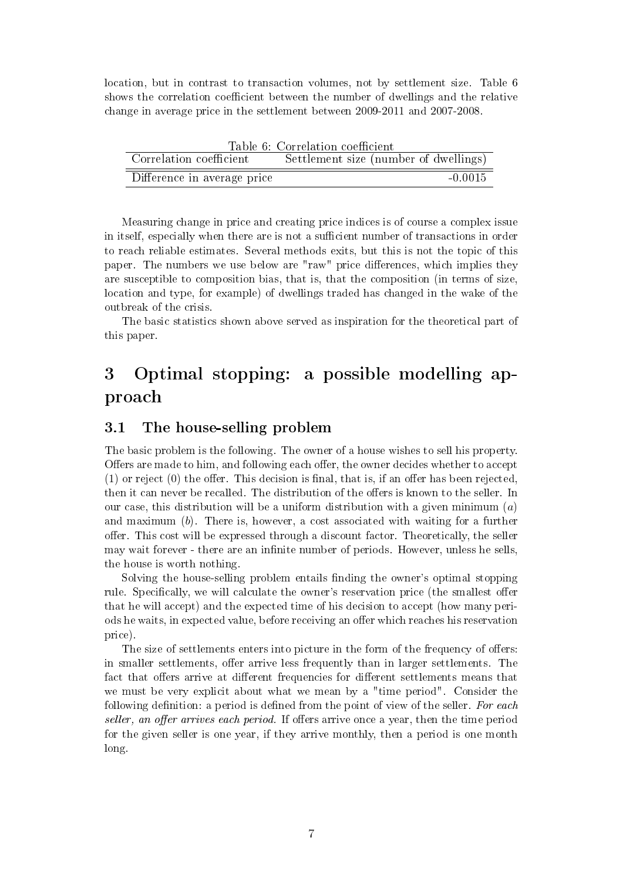location, but in contrast to transaction volumes, not by settlement size. Table 6 shows the correlation coefficient between the number of dwellings and the relative change in average price in the settlement between 2009-2011 and 2007-2008.

Table 6: Correlation coefficient

| Correlation coefficient | Settlement size (number of dwellings) |
|---|---|
| Difference in average price | -0.0015 |

Measuring change in price and creating price indices is of course a complex issue in itself, especially when there are is not a sufficient number of transactions in order to reach reliable estimates. Several methods exits, but this is not the topic of this paper. The numbers we use below are "raw" price differences, which implies they are susceptible to composition bias, that is, that the composition (in terms of size, location and type, for example) of dwellings traded has changed in the wake of the outbreak of the crisis.

The basic statistics shown above served as inspiration for the theoretical part of this paper.

# 3 Optimal stopping: a possible modelling approach

## 3.1 The house-selling problem

The basic problem is the following. The owner of a house wishes to sell his property. Offers are made to him, and following each offer, the owner decides whether to accept (1) or reject (0) the offer. This decision is final, that is, if an offer has been rejected, then it can never be recalled. The distribution of the offers is known to the seller. In our case, this distribution will be a uniform distribution with a given minimum ($a$) and maximum ($b$). There is, however, a cost associated with waiting for a further offer. This cost will be expressed through a discount factor. Theoretically, the seller may wait forever - there are an infinite number of periods. However, unless he sells, the house is worth nothing.

Solving the house-selling problem entails finding the owner's optimal stopping rule. Specifically, we will calculate the owner's reservation price (the smallest offer that he will accept) and the expected time of his decision to accept (how many periods he waits, in expected value, before receiving an offer which reaches his reservation price).

The size of settlements enters into picture in the form of the frequency of offers: in smaller settlements, offer arrive less frequently than in larger settlements. The fact that offers arrive at different frequencies for different settlements means that we must be very explicit about what we mean by a "time period". Consider the following definition: a period is defined from the point of view of the seller. *For each seller, an offer arrives each period.* If offers arrive once a year, then the time period for the given seller is one year, if they arrive monthly, then a period is one month long.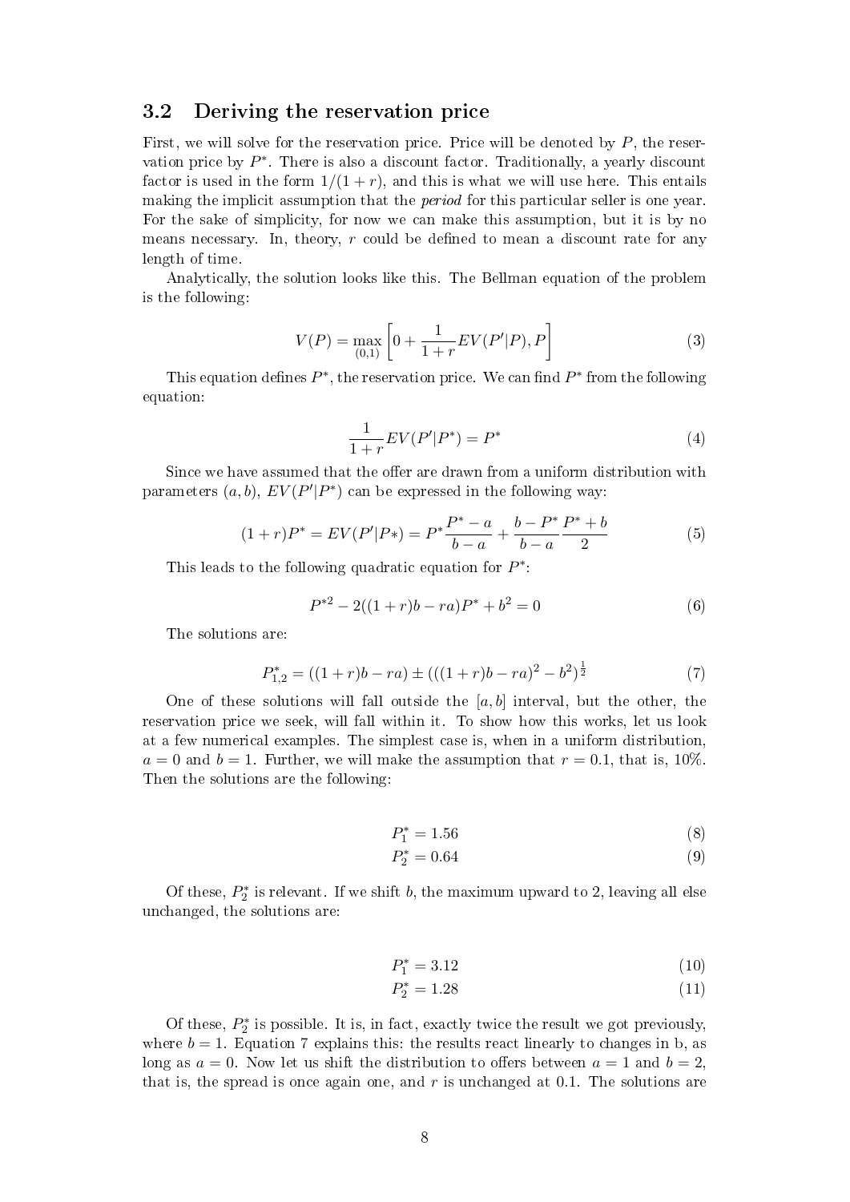## 3.2 Deriving the reservation price

First, we will solve for the reservation price. Price will be denoted by $P$, the reservation price by $P^*$. There is also a discount factor. Traditionally, a yearly discount factor is used in the form $1/(1+r)$, and this is what we will use here. This entails making the implicit assumption that the *period* for this particular seller is one year. For the sake of simplicity, for now we can make this assumption, but it is by no means necessary. In, theory, $r$ could be defined to mean a discount rate for any length of time.

Analytically, the solution looks like this. The Bellman equation of the problem is the following:

$$V(P) = \max_{(0,1)} \left[ 0 + \frac{1}{1+r} EV(P'|P), P \right] \tag{3}$$

This equation defines $P^*$, the reservation price. We can find $P^*$ from the following equation:

$$\frac{1}{1+r} EV(P'|P^*) = P^* \tag{4}$$

Since we have assumed that the offer are drawn from a uniform distribution with parameters $(a, b)$, $EV(P'|P^*)$ can be expressed in the following way:

$$(1+r)P^* = EV(P'|P*) = P^* \frac{P^* - a}{b - a} + \frac{b - P^*}{b - a} \frac{P^* + b}{2} \tag{5}$$

This leads to the following quadratic equation for $P^*$:

$$P^{*2} - 2((1+r)b - ra)P^* + b^2 = 0 \tag{6}$$

The solutions are:

$$P^*_{1,2} = ((1+r)b - ra) \pm (((1+r)b - ra)^2 - b^2)^{\frac{1}{2}} \tag{7}$$

One of these solutions will fall outside the $[a, b]$ interval, but the other, the reservation price we seek, will fall within it. To show how this works, let us look at a few numerical examples. The simplest case is, when in a uniform distribution, $a = 0$ and $b = 1$. Further, we will make the assumption that $r = 0.1$, that is, 10%. Then the solutions are the following:

$$P^*_1 = 1.56 \tag{8}$$
$$P^*_2 = 0.64 \tag{9}$$

Of these, $P^*_2$ is relevant. If we shift $b$, the maximum upward to 2, leaving all else unchanged, the solutions are:

$$P^*_1 = 3.12 \tag{10}$$
$$P^*_2 = 1.28 \tag{11}$$

Of these, $P^*_2$ is possible. It is, in fact, exactly twice the result we got previously, where $b = 1$. Equation 7 explains this: the results react linearly to changes in b, as long as $a = 0$. Now let us shift the distribution to offers between $a = 1$ and $b = 2$, that is, the spread is once again one, and $r$ is unchanged at 0.1. The solutions are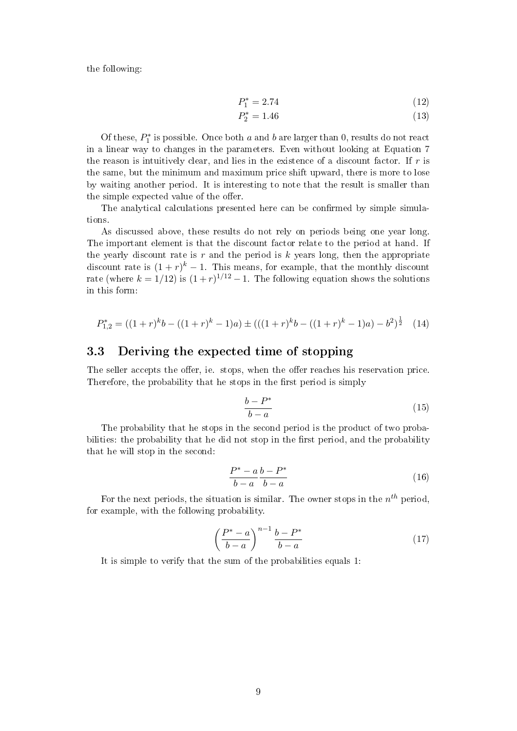the following:

$$P_1^* = 2.74 \tag{12}$$

$$P_2^* = 1.46 \tag{13}$$

Of these, $P_1^*$ is possible. Once both $a$ and $b$ are larger than 0, results do not react in a linear way to changes in the parameters. Even without looking at Equation 7 the reason is intuitively clear, and lies in the existence of a discount factor. If $r$ is the same, but the minimum and maximum price shift upward, there is more to lose by waiting another period. It is interesting to note that the result is smaller than the simple expected value of the offer.

The analytical calculations presented here can be confirmed by simple simulations.

As discussed above, these results do not rely on periods being one year long. The important element is that the discount factor relate to the period at hand. If the yearly discount rate is $r$ and the period is $k$ years long, then the appropriate discount rate is $(1+r)^k - 1$. This means, for example, that the monthly discount rate (where $k = 1/12$) is $(1+r)^{1/12} - 1$. The following equation shows the solutions in this form:

$$P_{1,2}^* = ((1+r)^k b - ((1+r)^k - 1)a) \pm (((1+r)^k b - ((1+r)^k - 1)a) - b^2)^{\frac{1}{2}} \tag{14}$$

## 3.3 Deriving the expected time of stopping

The seller accepts the offer, ie. stops, when the offer reaches his reservation price. Therefore, the probability that he stops in the first period is simply

$$\frac{b - P^*}{b - a} \tag{15}$$

The probability that he stops in the second period is the product of two probabilities: the probability that he did not stop in the first period, and the probability that he will stop in the second:

$$\frac{P^* - a}{b - a} \frac{b - P^*}{b - a} \tag{16}$$

For the next periods, the situation is similar. The owner stops in the $n^{th}$ period, for example, with the following probability.

$$\left(\frac{P^* - a}{b - a}\right)^{n-1} \frac{b - P^*}{b - a} \tag{17}$$

It is simple to verify that the sum of the probabilities equals 1: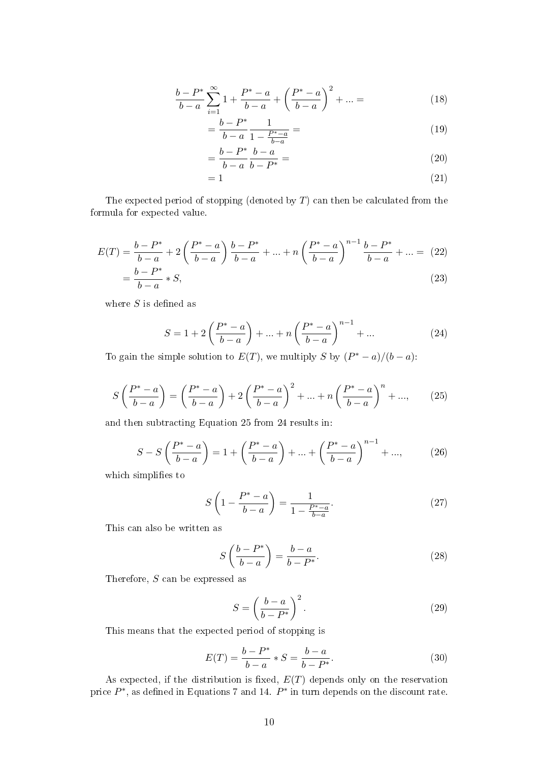$$\frac{b-P^*}{b-a}\sum_{i=1}^{\infty} 1+\frac{P^*-a}{b-a}+\left(\frac{P^*-a}{b-a}\right)^2+...= \tag{18}$$

$$=\frac{b-P^*}{b-a}\frac{1}{1-\frac{P^*-a}{b-a}}= \tag{19}$$

$$=\frac{b-P^*}{b-a}\frac{b-a}{b-P^*}= \tag{20}$$

$$=1 \tag{21}$$

The expected period of stopping (denoted by $T$) can then be calculated from the formula for expected value.

$$E(T)=\frac{b-P^*}{b-a}+2\left(\frac{P^*-a}{b-a}\right)\frac{b-P^*}{b-a}+...+n\left(\frac{P^*-a}{b-a}\right)^{n-1}\frac{b-P^*}{b-a}+...= \tag{22}$$

$$=\frac{b-P^*}{b-a}*S, \tag{23}$$

where $S$ is defined as

$$S=1+2\left(\frac{P^*-a}{b-a}\right)+...+n\left(\frac{P^*-a}{b-a}\right)^{n-1}+... \tag{24}$$

To gain the simple solution to $E(T)$, we multiply $S$ by $(P^*-a)/(b-a)$:

$$S\left(\frac{P^*-a}{b-a}\right)=\left(\frac{P^*-a}{b-a}\right)+2\left(\frac{P^*-a}{b-a}\right)^2+...+n\left(\frac{P^*-a}{b-a}\right)^n+..., \tag{25}$$

and then subtracting Equation 25 from 24 results in:

$$S-S\left(\frac{P^*-a}{b-a}\right)=1+\left(\frac{P^*-a}{b-a}\right)+...+\left(\frac{P^*-a}{b-a}\right)^{n-1}+..., \tag{26}$$

which simplifies to

$$S\left(1-\frac{P^*-a}{b-a}\right)=\frac{1}{1-\frac{P^*-a}{b-a}}. \tag{27}$$

This can also be written as

$$S\left(\frac{b-P^*}{b-a}\right)=\frac{b-a}{b-P^*}. \tag{28}$$

Therefore, $S$ can be expressed as

$$S=\left(\frac{b-a}{b-P^*}\right)^2. \tag{29}$$

This means that the expected period of stopping is

$$E(T)=\frac{b-P^*}{b-a}*S=\frac{b-a}{b-P^*}. \tag{30}$$

As expected, if the distribution is fixed, $E(T)$ depends only on the reservation price $P^*$, as defined in Equations 7 and 14. $P^*$ in turn depends on the discount rate.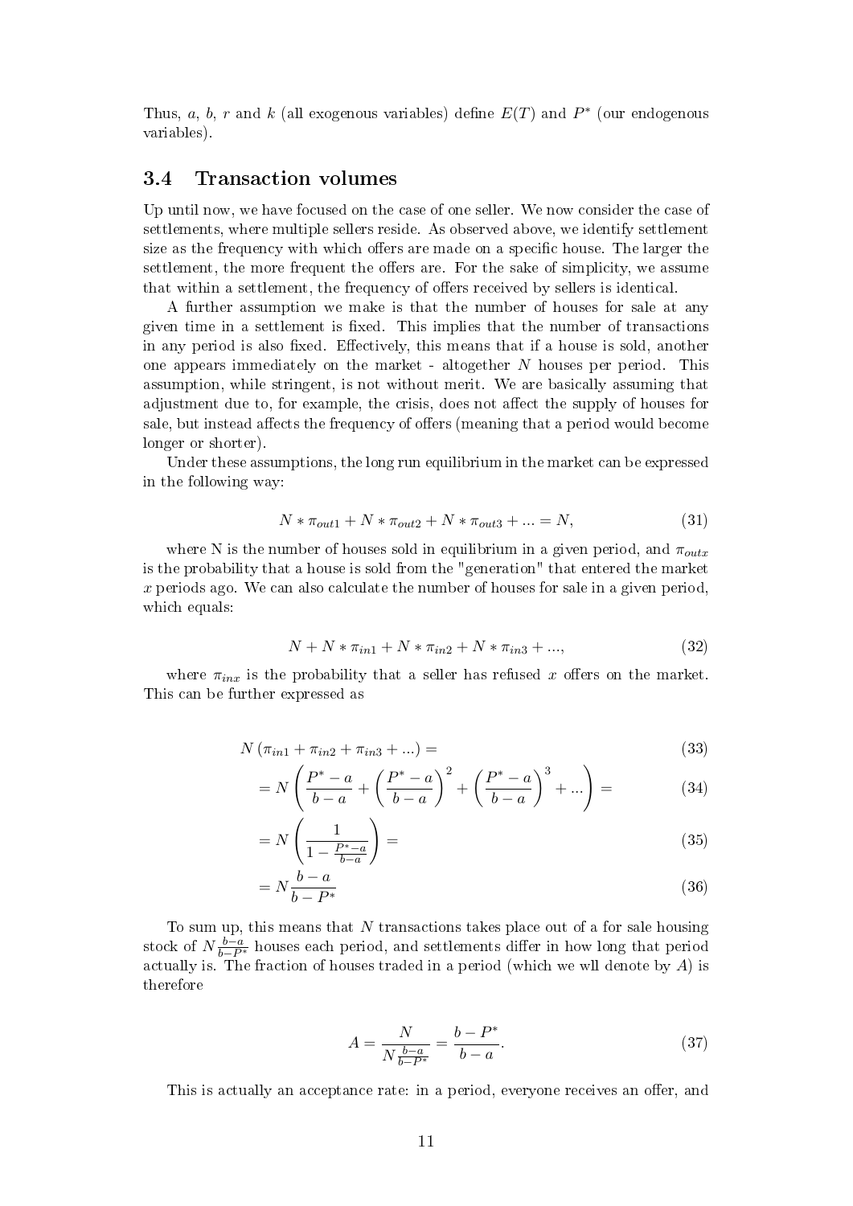Thus, $a$, $b$, $r$ and $k$ (all exogenous variables) define $E(T)$ and $P^*$ (our endogenous variables).

### 3.4 Transaction volumes

Up until now, we have focused on the case of one seller. We now consider the case of settlements, where multiple sellers reside. As observed above, we identify settlement size as the frequency with which offers are made on a specific house. The larger the settlement, the more frequent the offers are. For the sake of simplicity, we assume that within a settlement, the frequency of offers received by sellers is identical.

A further assumption we make is that the number of houses for sale at any given time in a settlement is fixed. This implies that the number of transactions in any period is also fixed. Effectively, this means that if a house is sold, another one appears immediately on the market - altogether $N$ houses per period. This assumption, while stringent, is not without merit. We are basically assuming that adjustment due to, for example, the crisis, does not affect the supply of houses for sale, but instead affects the frequency of offers (meaning that a period would become longer or shorter).

Under these assumptions, the long run equilibrium in the market can be expressed in the following way:

$$N * \pi_{out1} + N * \pi_{out2} + N * \pi_{out3} + ... = N, \tag{31}$$

where N is the number of houses sold in equilibrium in a given period, and $\pi_{outx}$ is the probability that a house is sold from the "generation" that entered the market $x$ periods ago. We can also calculate the number of houses for sale in a given period, which equals:

$$N + N * \pi_{in1} + N * \pi_{in2} + N * \pi_{in3} + ..., \tag{32}$$

where $\pi_{inx}$ is the probability that a seller has refused $x$ offers on the market. This can be further expressed as

$$N\left(\pi_{in1} + \pi_{in2} + \pi_{in3} + ...\right) = \tag{33}$$

$$= N\left(\frac{P^* - a}{b - a} + \left(\frac{P^* - a}{b - a}\right)^2 + \left(\frac{P^* - a}{b - a}\right)^3 + ...\right) = \tag{34}$$

$$= N\left(\frac{1}{1 - \frac{P^* - a}{b - a}}\right) = \tag{35}$$

$$= N\frac{b - a}{b - P^*} \tag{36}$$

To sum up, this means that $N$ transactions takes place out of a for sale housing stock of $N\frac{b-a}{b-P^*}$ houses each period, and settlements differ in how long that period actually is. The fraction of houses traded in a period (which we wll denote by $A$) is therefore

$$A = \frac{N}{N\frac{b-a}{b-P^*}} = \frac{b - P^*}{b - a}. \tag{37}$$

This is actually an acceptance rate: in a period, everyone receives an offer, and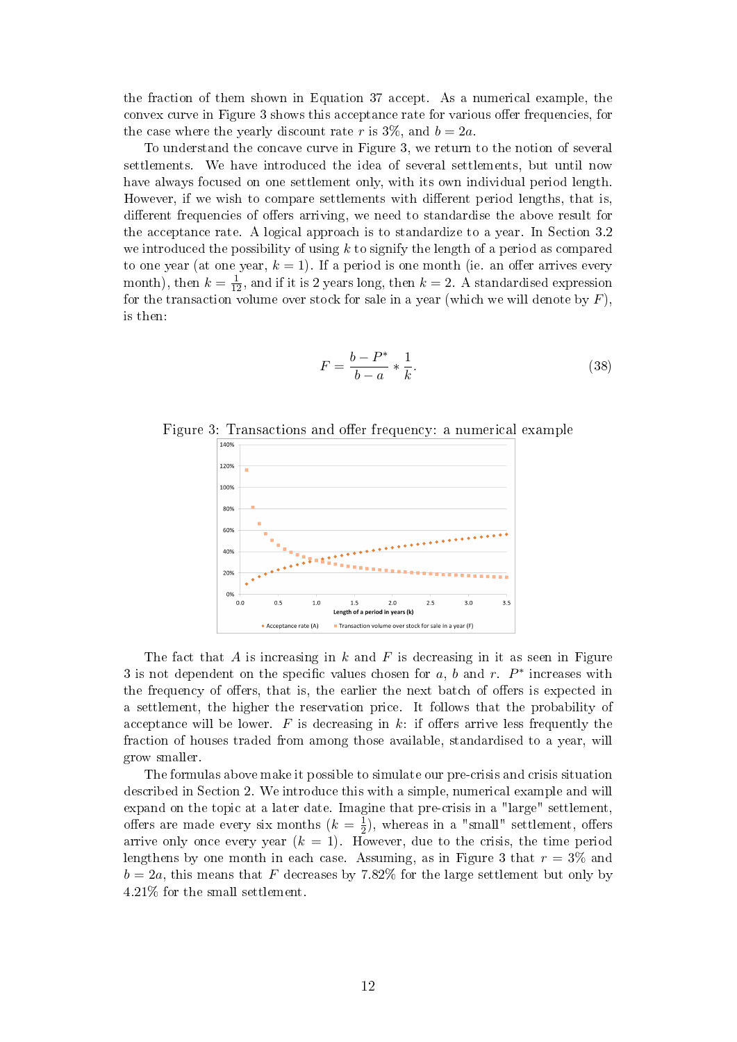the fraction of them shown in Equation 37 accept. As a numerical example, the convex curve in Figure 3 shows this acceptance rate for various offer frequencies, for the case where the yearly discount rate $r$ is 3%, and $b = 2a$.

To understand the concave curve in Figure 3, we return to the notion of several settlements. We have introduced the idea of several settlements, but until now have always focused on one settlement only, with its own individual period length. However, if we wish to compare settlements with different period lengths, that is, different frequencies of offers arriving, we need to standardise the above result for the acceptance rate. A logical approach is to standardize to a year. In Section 3.2 we introduced the possibility of using $k$ to signify the length of a period as compared to one year (at one year, $k = 1$). If a period is one month (ie. an offer arrives every month), then $k = \frac{1}{12}$, and if it is 2 years long, then $k = 2$. A standardised expression for the transaction volume over stock for sale in a year (which we will denote by $F$), is then:

$$F = \frac{b - P^*}{b - a} * \frac{1}{k}. \tag{38}$$

Figure 3: Transactions and offer frequency: a numerical example

The fact that $A$ is increasing in $k$ and $F$ is decreasing in it as seen in Figure 3 is not dependent on the specific values chosen for $a$, $b$ and $r$. $P^*$ increases with the frequency of offers, that is, the earlier the next batch of offers is expected in a settlement, the higher the reservation price. It follows that the probability of acceptance will be lower. $F$ is decreasing in $k$: if offers arrive less frequently the fraction of houses traded from among those available, standardised to a year, will grow smaller.

The formulas above make it possible to simulate our pre-crisis and crisis situation described in Section 2. We introduce this with a simple, numerical example and will expand on the topic at a later date. Imagine that pre-crisis in a "large" settlement, offers are made every six months ($k = \frac{1}{2}$), whereas in a "small" settlement, offers arrive only once every year ($k = 1$). However, due to the crisis, the time period lengthens by one month in each case. Assuming, as in Figure 3 that $r = 3\%$ and $b = 2a$, this means that $F$ decreases by 7.82% for the large settlement but only by 4.21% for the small settlement.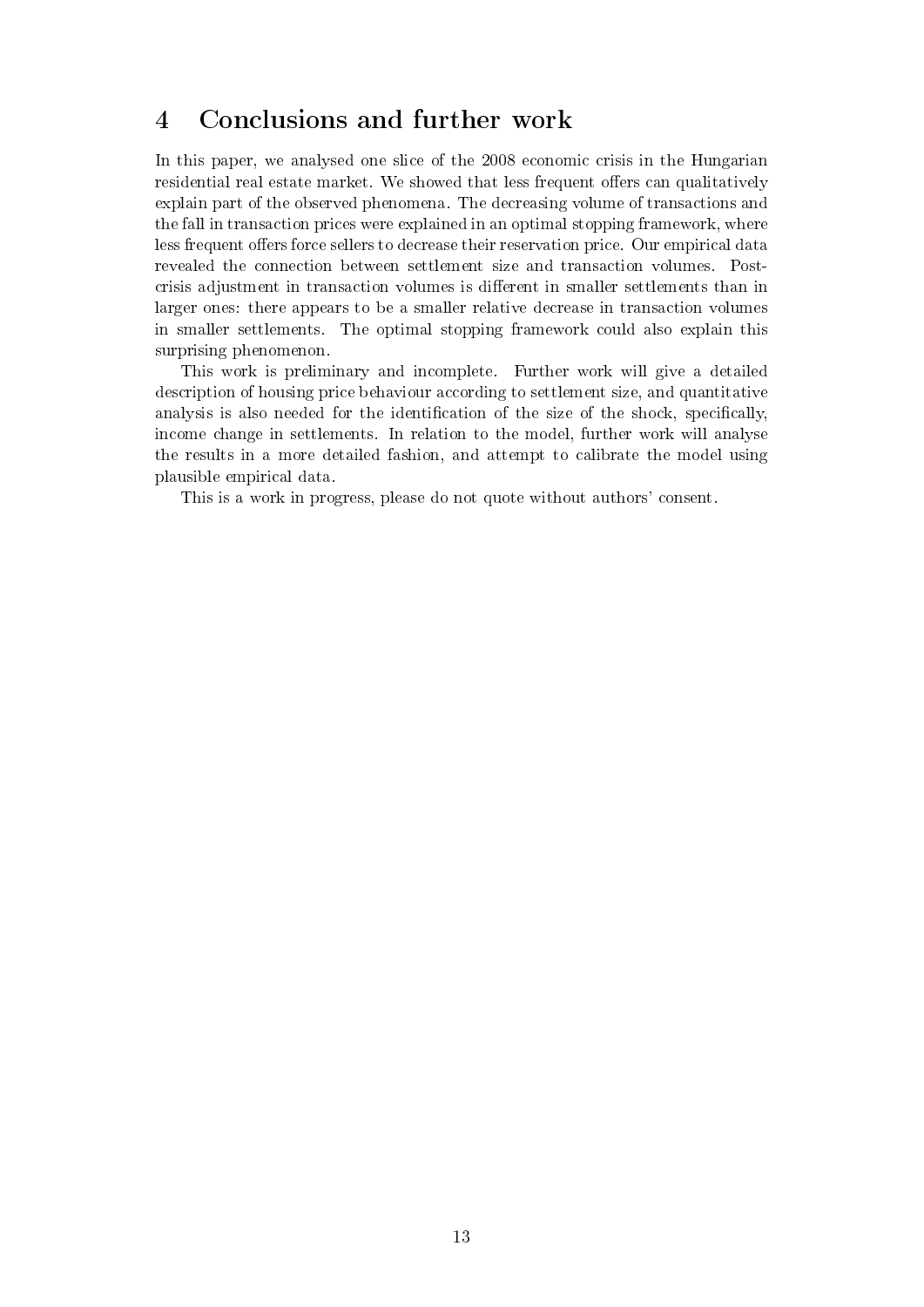## 4 Conclusions and further work

In this paper, we analysed one slice of the 2008 economic crisis in the Hungarian residential real estate market. We showed that less frequent offers can qualitatively explain part of the observed phenomena. The decreasing volume of transactions and the fall in transaction prices were explained in an optimal stopping framework, where less frequent offers force sellers to decrease their reservation price. Our empirical data revealed the connection between settlement size and transaction volumes. Post-crisis adjustment in transaction volumes is different in smaller settlements than in larger ones: there appears to be a smaller relative decrease in transaction volumes in smaller settlements. The optimal stopping framework could also explain this surprising phenomenon.

This work is preliminary and incomplete. Further work will give a detailed description of housing price behaviour according to settlement size, and quantitative analysis is also needed for the identification of the size of the shock, specifically, income change in settlements. In relation to the model, further work will analyse the results in a more detailed fashion, and attempt to calibrate the model using plausible empirical data.

This is a work in progress, please do not quote without authors' consent.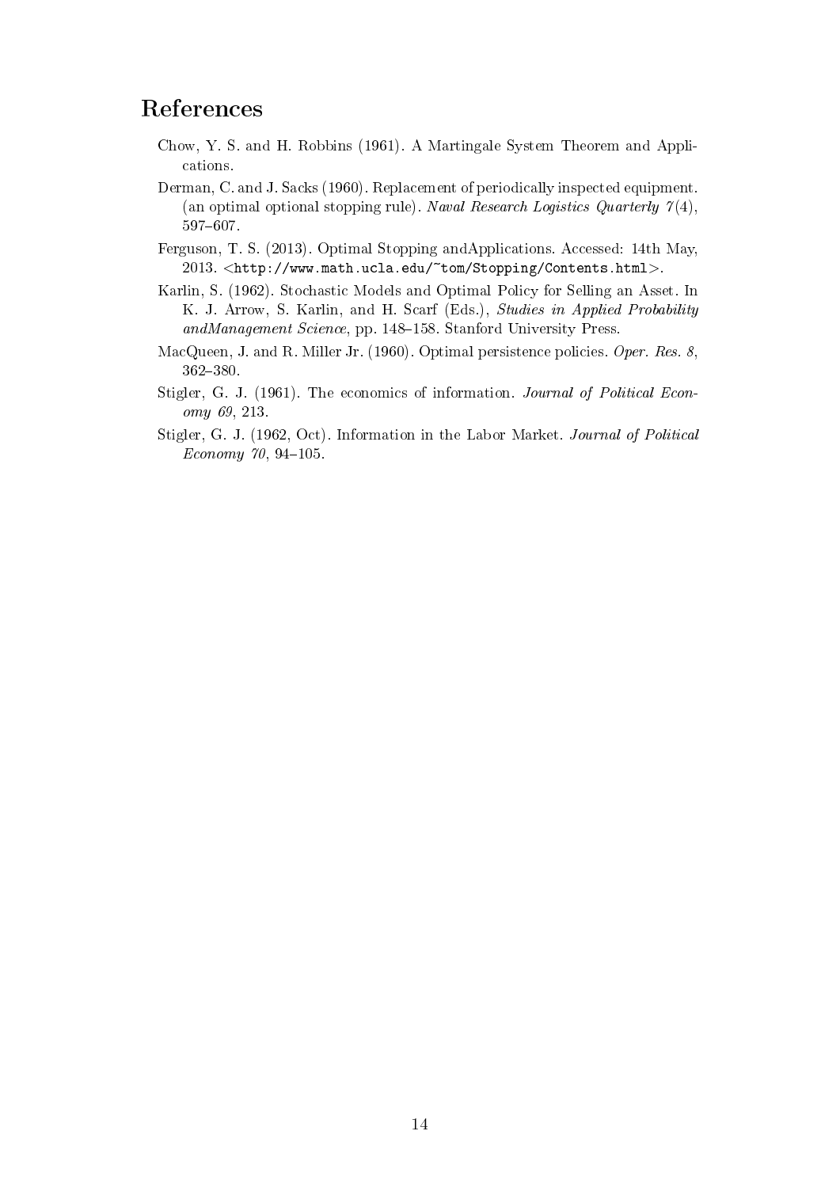# References

Chow, Y. S. and H. Robbins (1961). A Martingale System Theorem and Applications.

Derman, C. and J. Sacks (1960). Replacement of periodically inspected equipment. (an optimal optional stopping rule). *Naval Research Logistics Quarterly 7*(4), 597–607.

Ferguson, T. S. (2013). Optimal Stopping andApplications. Accessed: 14th May, 2013. <http://www.math.ucla.edu/~tom/Stopping/Contents.html>.

Karlin, S. (1962). Stochastic Models and Optimal Policy for Selling an Asset. In K. J. Arrow, S. Karlin, and H. Scarf (Eds.), *Studies in Applied Probability andManagement Science*, pp. 148–158. Stanford University Press.

MacQueen, J. and R. Miller Jr. (1960). Optimal persistence policies. *Oper. Res. 8*, 362–380.

Stigler, G. J. (1961). The economics of information. *Journal of Political Economy 69*, 213.

Stigler, G. J. (1962, Oct). Information in the Labor Market. *Journal of Political Economy 70*, 94–105.